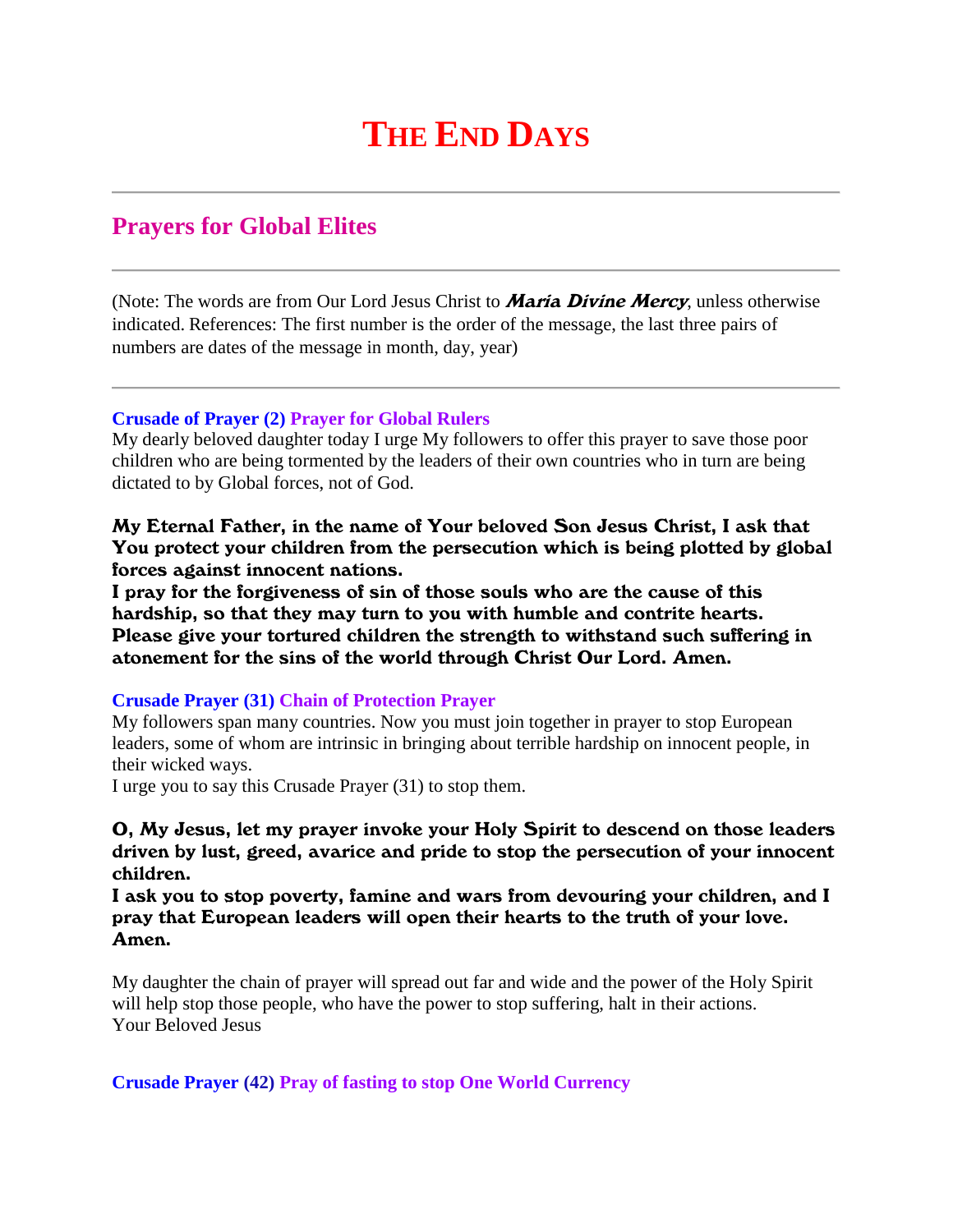# THE END DAYS

---

## Prayers for Global Elites

---

(Note: The words are from Our Lord Jesus Christ to ***Maria Divine Mercy***, unless otherwise indicated. References: The first number is the order of the message, the last three pairs of numbers are dates of the message in month, day, year)

---

**Crusade of Prayer (2) Prayer for Global Rulers**
My dearly beloved daughter today I urge My followers to offer this prayer to save those poor children who are being tormented by the leaders of their own countries who in turn are being dictated to by Global forces, not of God.

**My Eternal Father, in the name of Your beloved Son Jesus Christ, I ask that You protect your children from the persecution which is being plotted by global forces against innocent nations.**
**I pray for the forgiveness of sin of those souls who are the cause of this hardship, so that they may turn to you with humble and contrite hearts.**
**Please give your tortured children the strength to withstand such suffering in atonement for the sins of the world through Christ Our Lord. Amen.**

**Crusade Prayer (31) Chain of Protection Prayer**
My followers span many countries. Now you must join together in prayer to stop European leaders, some of whom are intrinsic in bringing about terrible hardship on innocent people, in their wicked ways.
I urge you to say this Crusade Prayer (31) to stop them.

**O, My Jesus, let my prayer invoke your Holy Spirit to descend on those leaders driven by lust, greed, avarice and pride to stop the persecution of your innocent children.**
**I ask you to stop poverty, famine and wars from devouring your children, and I pray that European leaders will open their hearts to the truth of your love. Amen.**

My daughter the chain of prayer will spread out far and wide and the power of the Holy Spirit will help stop those people, who have the power to stop suffering, halt in their actions.
Your Beloved Jesus

**Crusade Prayer (42) Pray of fasting to stop One World Currency**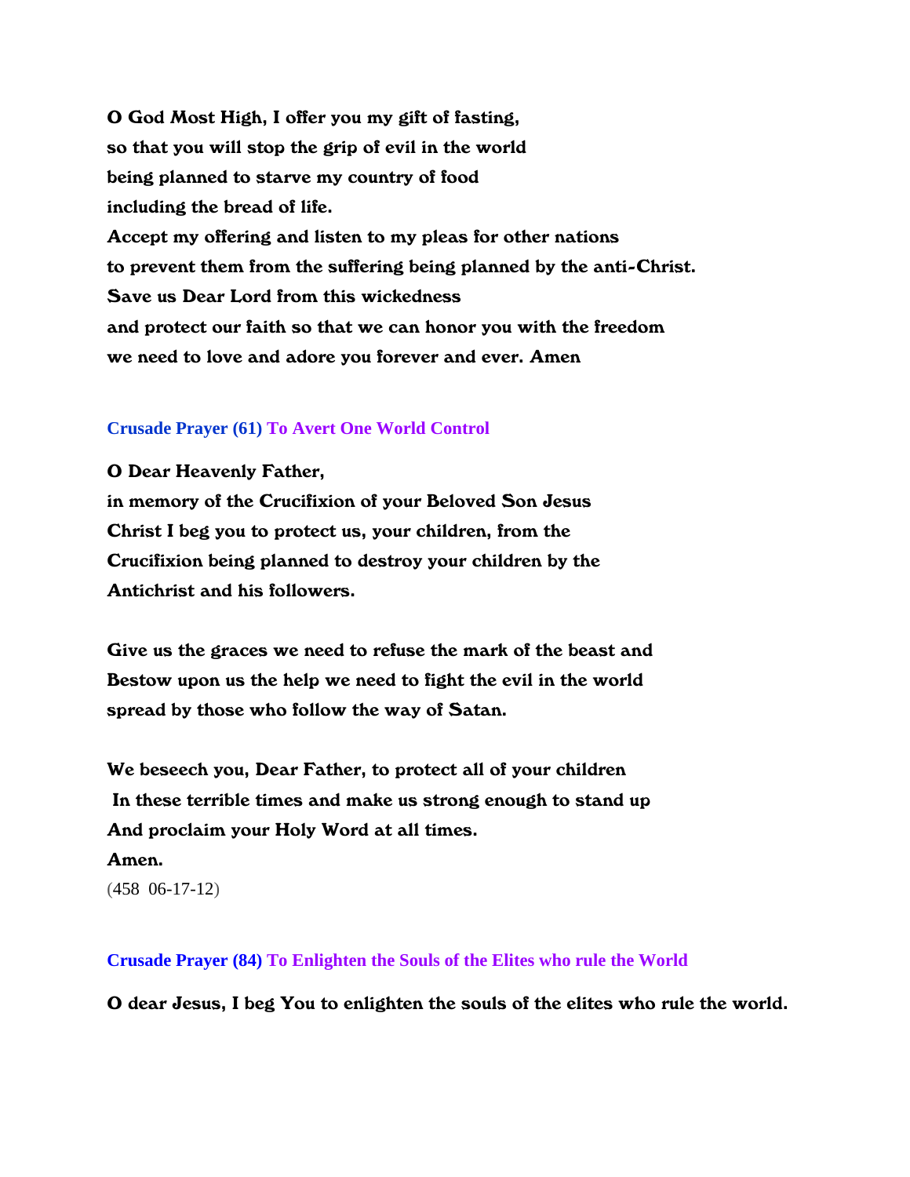**O God Most High, I offer you my gift of fasting,**
**so that you will stop the grip of evil in the world**
**being planned to starve my country of food**
**including the bread of life.**
**Accept my offering and listen to my pleas for other nations**
**to prevent them from the suffering being planned by the anti-Christ.**
**Save us Dear Lord from this wickedness**
**and protect our faith so that we can honor you with the freedom**
**we need to love and adore you forever and ever. Amen**

### Crusade Prayer (61) To Avert One World Control

**O Dear Heavenly Father,**
**in memory of the Crucifixion of your Beloved Son Jesus**
**Christ I beg you to protect us, your children, from the**
**Crucifixion being planned to destroy your children by the**
**Antichrist and his followers.**

**Give us the graces we need to refuse the mark of the beast and**
**Bestow upon us the help we need to fight the evil in the world**
**spread by those who follow the way of Satan.**

**We beseech you, Dear Father, to protect all of your children**
**In these terrible times and make us strong enough to stand up**
**And proclaim your Holy Word at all times.**
**Amen.**
(458 06-17-12)

### Crusade Prayer (84) To Enlighten the Souls of the Elites who rule the World

**O dear Jesus, I beg You to enlighten the souls of the elites who rule the world.**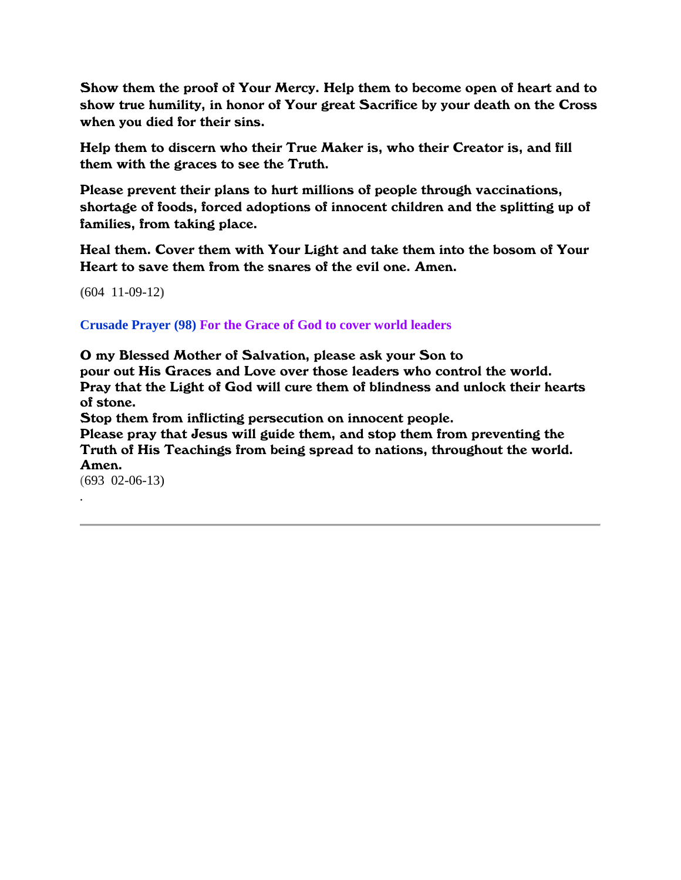**Show them the proof of Your Mercy. Help them to become open of heart and to show true humility, in honor of Your great Sacrifice by your death on the Cross when you died for their sins.**

**Help them to discern who their True Maker is, who their Creator is, and fill them with the graces to see the Truth.**

**Please prevent their plans to hurt millions of people through vaccinations, shortage of foods, forced adoptions of innocent children and the splitting up of families, from taking place.**

**Heal them. Cover them with Your Light and take them into the bosom of Your Heart to save them from the snares of the evil one. Amen.**

(604 11-09-12)

**Crusade Prayer (98) For the Grace of God to cover world leaders**

**O my Blessed Mother of Salvation, please ask your Son to pour out His Graces and Love over those leaders who control the world. Pray that the Light of God will cure them of blindness and unlock their hearts of stone. Stop them from inflicting persecution on innocent people. Please pray that Jesus will guide them, and stop them from preventing the Truth of His Teachings from being spread to nations, throughout the world. Amen.**

(693 02-06-13)

.

---